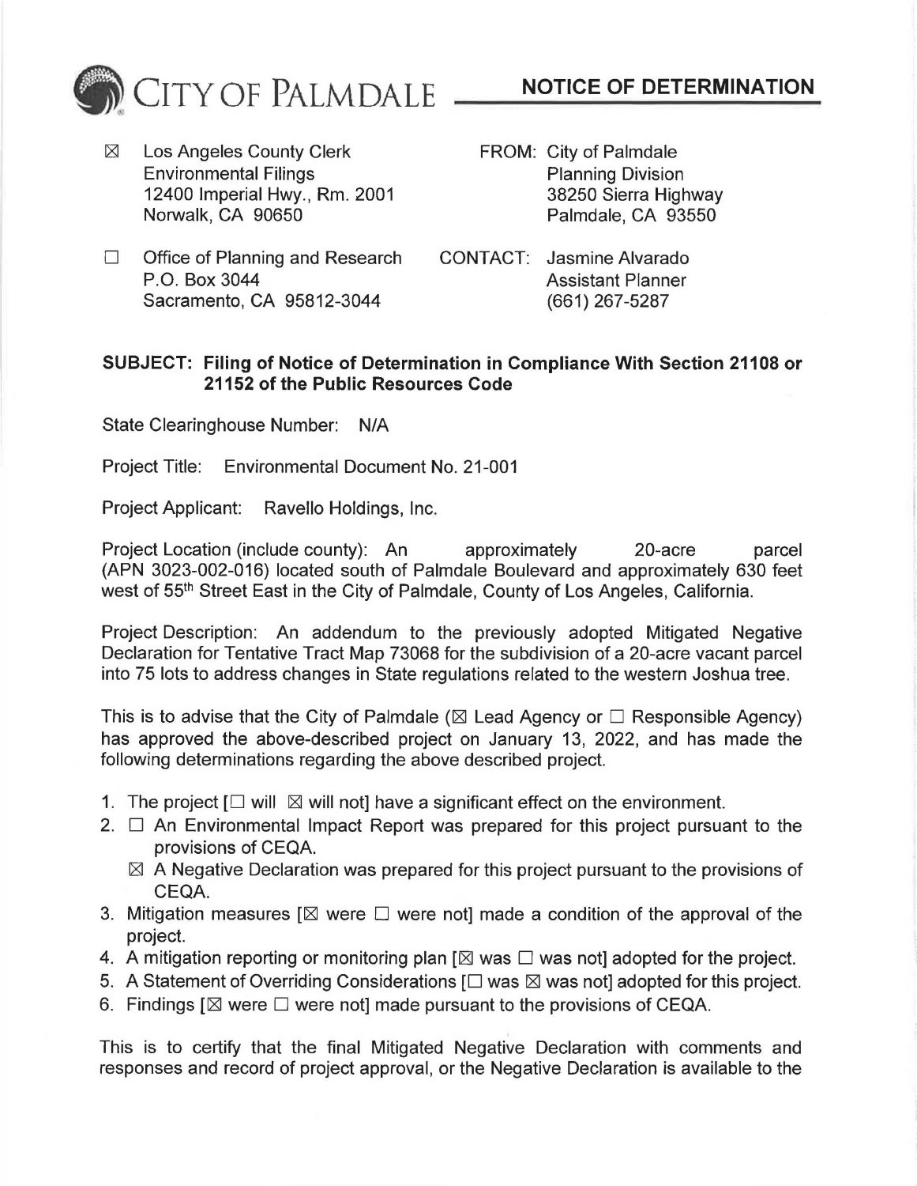CITY OF PALMDALE **NOTICE OF DETERMINATION**

| | |
|---|---|
| ☒ Los Angeles County Clerk<br>Environmental Filings<br>12400 Imperial Hwy., Rm. 2001<br>Norwalk, CA 90650 | FROM: City of Palmdale<br>Planning Division<br>38250 Sierra Highway<br>Palmdale, CA 93550 |
| ☐ Office of Planning and Research<br>P.O. Box 3044<br>Sacramento, CA 95812-3044 | CONTACT: Jasmine Alvarado<br>Assistant Planner<br>(661) 267-5287 |

**SUBJECT: Filing of Notice of Determination in Compliance With Section 21108 or 21152 of the Public Resources Code**

State Clearinghouse Number: N/A

Project Title: Environmental Document No. 21-001

Project Applicant: Ravello Holdings, Inc.

Project Location (include county): An approximately 20-acre parcel (APN 3023-002-016) located south of Palmdale Boulevard and approximately 630 feet west of 55th Street East in the City of Palmdale, County of Los Angeles, California.

Project Description: An addendum to the previously adopted Mitigated Negative Declaration for Tentative Tract Map 73068 for the subdivision of a 20-acre vacant parcel into 75 lots to address changes in State regulations related to the western Joshua tree.

This is to advise that the City of Palmdale (☒ Lead Agency or ☐ Responsible Agency) has approved the above-described project on January 13, 2022, and has made the following determinations regarding the above described project.

1. The project [☐ will ☒ will not] have a significant effect on the environment.
2. ☐ An Environmental Impact Report was prepared for this project pursuant to the provisions of CEQA.
   ☒ A Negative Declaration was prepared for this project pursuant to the provisions of CEQA.
3. Mitigation measures [☒ were ☐ were not] made a condition of the approval of the project.
4. A mitigation reporting or monitoring plan [☒ was ☐ was not] adopted for the project.
5. A Statement of Overriding Considerations [☐ was ☒ was not] adopted for this project.
6. Findings [☒ were ☐ were not] made pursuant to the provisions of CEQA.

This is to certify that the final Mitigated Negative Declaration with comments and responses and record of project approval, or the Negative Declaration is available to the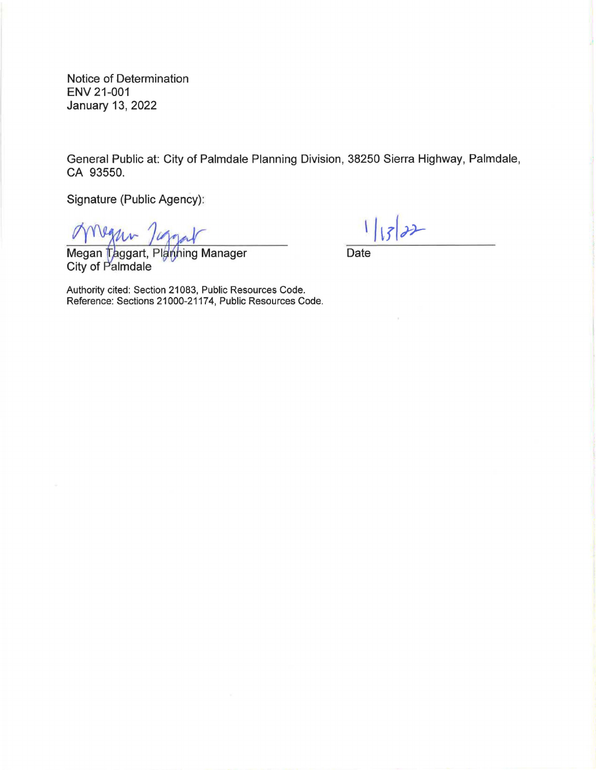Notice of Determination
ENV 21-001
January 13, 2022

General Public at: City of Palmdale Planning Division, 38250 Sierra Highway, Palmdale, CA 93550.

Signature (Public Agency):

Megan Taggart

Megan Taggart, Planning Manager
City of Palmdale

1/13/22

Date

Authority cited: Section 21083, Public Resources Code.
Reference: Sections 21000-21174, Public Resources Code.